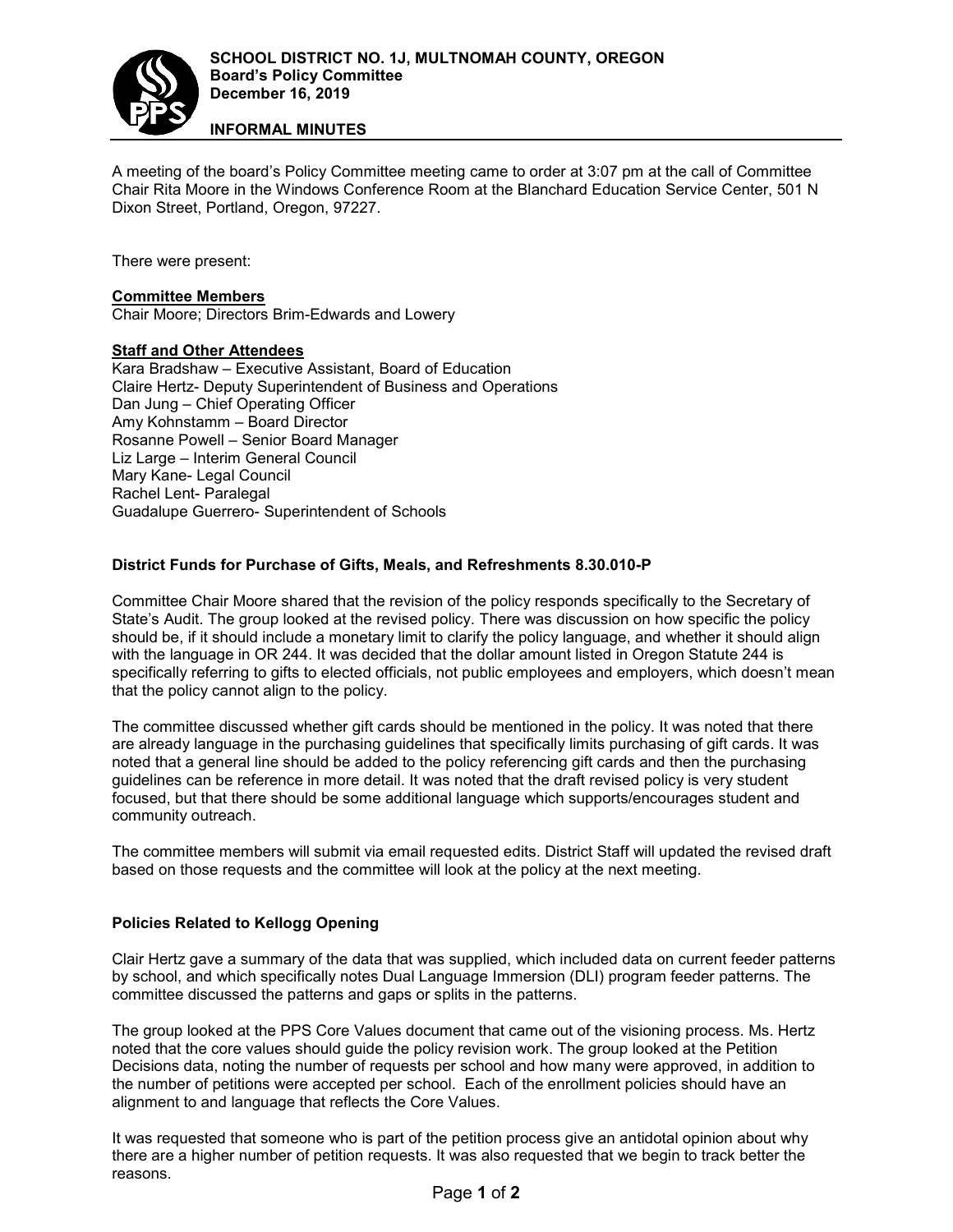**SCHOOL DISTRICT NO. 1J, MULTNOMAH COUNTY, OREGON**
**Board's Policy Committee**
**December 16, 2019**

**INFORMAL MINUTES**

A meeting of the board's Policy Committee meeting came to order at 3:07 pm at the call of Committee Chair Rita Moore in the Windows Conference Room at the Blanchard Education Service Center, 501 N Dixon Street, Portland, Oregon, 97227.

There were present:

**Committee Members**
Chair Moore; Directors Brim-Edwards and Lowery

**Staff and Other Attendees**
Kara Bradshaw – Executive Assistant, Board of Education
Claire Hertz- Deputy Superintendent of Business and Operations
Dan Jung – Chief Operating Officer
Amy Kohnstamm – Board Director
Rosanne Powell – Senior Board Manager
Liz Large – Interim General Council
Mary Kane- Legal Council
Rachel Lent- Paralegal
Guadalupe Guerrero- Superintendent of Schools

**District Funds for Purchase of Gifts, Meals, and Refreshments 8.30.010-P**

Committee Chair Moore shared that the revision of the policy responds specifically to the Secretary of State's Audit. The group looked at the revised policy. There was discussion on how specific the policy should be, if it should include a monetary limit to clarify the policy language, and whether it should align with the language in OR 244. It was decided that the dollar amount listed in Oregon Statute 244 is specifically referring to gifts to elected officials, not public employees and employers, which doesn't mean that the policy cannot align to the policy.

The committee discussed whether gift cards should be mentioned in the policy. It was noted that there are already language in the purchasing guidelines that specifically limits purchasing of gift cards. It was noted that a general line should be added to the policy referencing gift cards and then the purchasing guidelines can be reference in more detail. It was noted that the draft revised policy is very student focused, but that there should be some additional language which supports/encourages student and community outreach.

The committee members will submit via email requested edits. District Staff will updated the revised draft based on those requests and the committee will look at the policy at the next meeting.

**Policies Related to Kellogg Opening**

Clair Hertz gave a summary of the data that was supplied, which included data on current feeder patterns by school, and which specifically notes Dual Language Immersion (DLI) program feeder patterns. The committee discussed the patterns and gaps or splits in the patterns.

The group looked at the PPS Core Values document that came out of the visioning process. Ms. Hertz noted that the core values should guide the policy revision work. The group looked at the Petition Decisions data, noting the number of requests per school and how many were approved, in addition to the number of petitions were accepted per school. Each of the enrollment policies should have an alignment to and language that reflects the Core Values.

It was requested that someone who is part of the petition process give an antidotal opinion about why there are a higher number of petition requests. It was also requested that we begin to track better the reasons.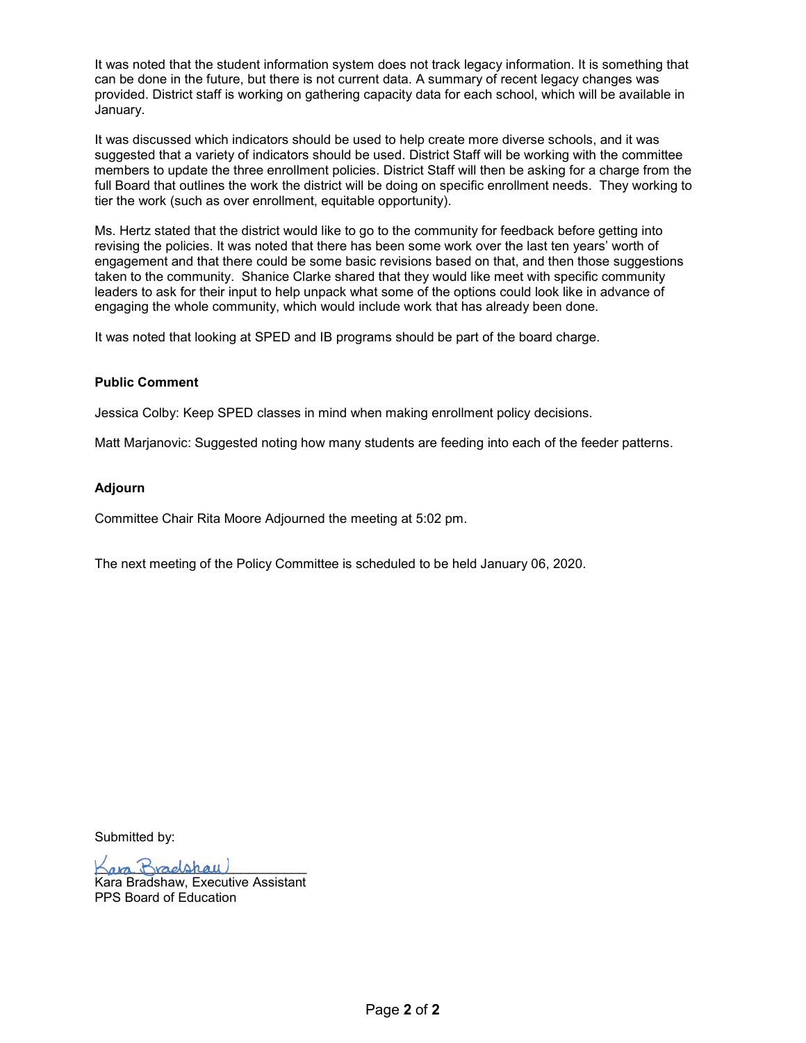It was noted that the student information system does not track legacy information. It is something that can be done in the future, but there is not current data. A summary of recent legacy changes was provided. District staff is working on gathering capacity data for each school, which will be available in January.

It was discussed which indicators should be used to help create more diverse schools, and it was suggested that a variety of indicators should be used. District Staff will be working with the committee members to update the three enrollment policies. District Staff will then be asking for a charge from the full Board that outlines the work the district will be doing on specific enrollment needs. They working to tier the work (such as over enrollment, equitable opportunity).

Ms. Hertz stated that the district would like to go to the community for feedback before getting into revising the policies. It was noted that there has been some work over the last ten years' worth of engagement and that there could be some basic revisions based on that, and then those suggestions taken to the community. Shanice Clarke shared that they would like meet with specific community leaders to ask for their input to help unpack what some of the options could look like in advance of engaging the whole community, which would include work that has already been done.

It was noted that looking at SPED and IB programs should be part of the board charge.

**Public Comment**

Jessica Colby: Keep SPED classes in mind when making enrollment policy decisions.

Matt Marjanovic: Suggested noting how many students are feeding into each of the feeder patterns.

**Adjourn**

Committee Chair Rita Moore Adjourned the meeting at 5:02 pm.

The next meeting of the Policy Committee is scheduled to be held January 06, 2020.

Submitted by:

Kara Bradshaw

Kara Bradshaw, Executive Assistant
PPS Board of Education